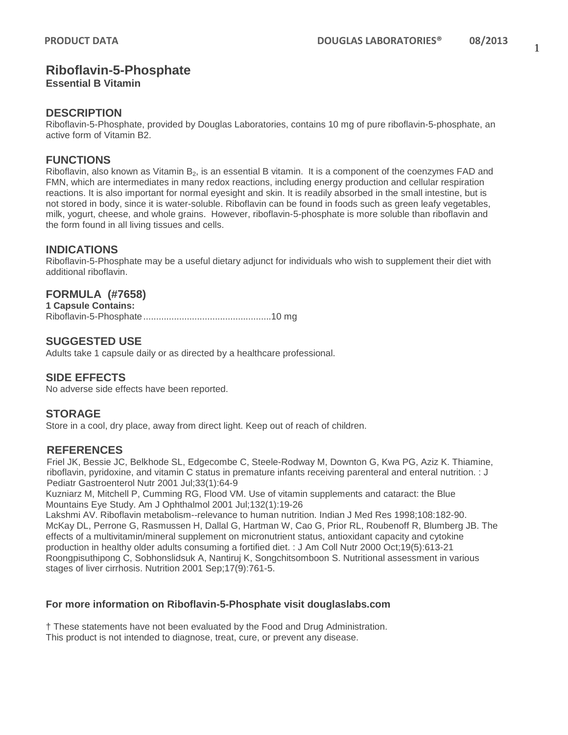# Riboflavin-5-Phosphate

**Essential B Vitamin**

## DESCRIPTION

Riboflavin-5-Phosphate, provided by Douglas Laboratories, contains 10 mg of pure riboflavin-5-phosphate, an active form of Vitamin B2.

## FUNCTIONS

Riboflavin, also known as Vitamin $B_2$, is an essential B vitamin. It is a component of the coenzymes FAD and FMN, which are intermediates in many redox reactions, including energy production and cellular respiration reactions. It is also important for normal eyesight and skin. It is readily absorbed in the small intestine, but is not stored in body, since it is water-soluble. Riboflavin can be found in foods such as green leafy vegetables, milk, yogurt, cheese, and whole grains. However, riboflavin-5-phosphate is more soluble than riboflavin and the form found in all living tissues and cells.

## INDICATIONS

Riboflavin-5-Phosphate may be a useful dietary adjunct for individuals who wish to supplement their diet with additional riboflavin.

## FORMULA (#7658)

**1 Capsule Contains:**

Riboflavin-5-Phosphate..................................................10 mg

## SUGGESTED USE

Adults take 1 capsule daily or as directed by a healthcare professional.

## SIDE EFFECTS

No adverse side effects have been reported.

## STORAGE

Store in a cool, dry place, away from direct light. Keep out of reach of children.

## REFERENCES

Friel JK, Bessie JC, Belkhode SL, Edgecombe C, Steele-Rodway M, Downton G, Kwa PG, Aziz K. Thiamine, riboflavin, pyridoxine, and vitamin C status in premature infants receiving parenteral and enteral nutrition. : J Pediatr Gastroenterol Nutr 2001 Jul;33(1):64-9

Kuzniarz M, Mitchell P, Cumming RG, Flood VM. Use of vitamin supplements and cataract: the Blue Mountains Eye Study. Am J Ophthalmol 2001 Jul;132(1):19-26

Lakshmi AV. Riboflavin metabolism--relevance to human nutrition. Indian J Med Res 1998;108:182-90.

McKay DL, Perrone G, Rasmussen H, Dallal G, Hartman W, Cao G, Prior RL, Roubenoff R, Blumberg JB. The effects of a multivitamin/mineral supplement on micronutrient status, antioxidant capacity and cytokine production in healthy older adults consuming a fortified diet. : J Am Coll Nutr 2000 Oct;19(5):613-21

Roongpisuthipong C, Sobhonslidsuk A, Nantiruj K, Songchitsomboon S. Nutritional assessment in various stages of liver cirrhosis. Nutrition 2001 Sep;17(9):761-5.

**For more information on Riboflavin-5-Phosphate visit douglaslabs.com**

† These statements have not been evaluated by the Food and Drug Administration.
This product is not intended to diagnose, treat, cure, or prevent any disease.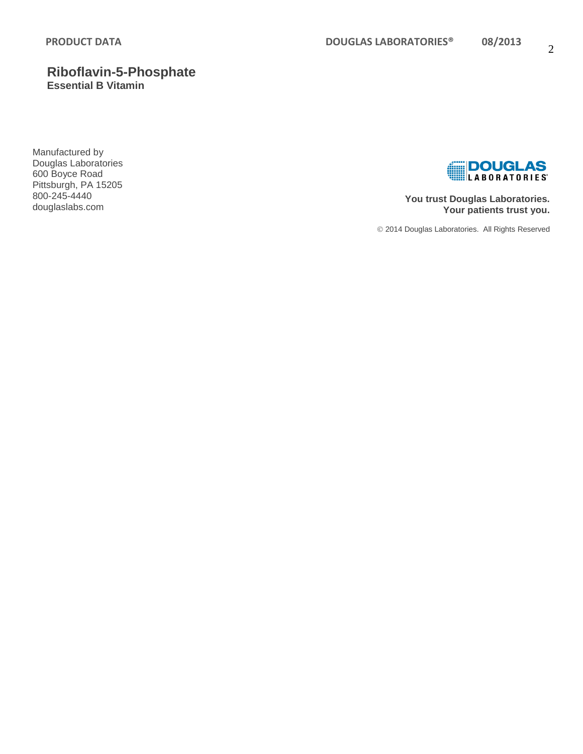# Riboflavin-5-Phosphate

**Essential B Vitamin**

Manufactured by
Douglas Laboratories
600 Boyce Road
Pittsburgh, PA 15205
800-245-4440
douglaslabs.com

DOUGLAS LABORATORIES

**You trust Douglas Laboratories.**
**Your patients trust you.**

© 2014 Douglas Laboratories. All Rights Reserved